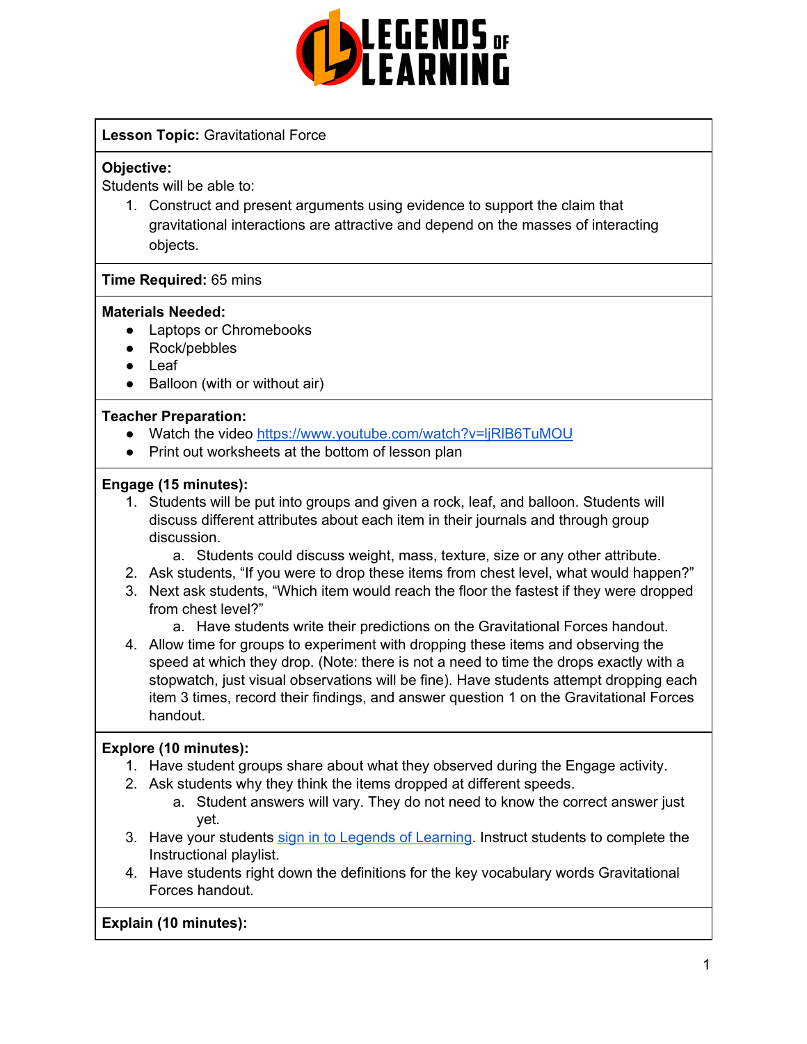**Lesson Topic:** Gravitational Force

**Objective:**
Students will be able to:

1. Construct and present arguments using evidence to support the claim that gravitational interactions are attractive and depend on the masses of interacting objects.

**Time Required:** 65 mins

**Materials Needed:**

- Laptops or Chromebooks
- Rock/pebbles
- Leaf
- Balloon (with or without air)

**Teacher Preparation:**

- Watch the video [https://www.youtube.com/watch?v=ljRlB6TuMOU](https://www.youtube.com/watch?v=ljRlB6TuMOU)
- Print out worksheets at the bottom of lesson plan

**Engage (15 minutes):**

1. Students will be put into groups and given a rock, leaf, and balloon. Students will discuss different attributes about each item in their journals and through group discussion.
   a. Students could discuss weight, mass, texture, size or any other attribute.
2. Ask students, "If you were to drop these items from chest level, what would happen?"
3. Next ask students, "Which item would reach the floor the fastest if they were dropped from chest level?"
   a. Have students write their predictions on the Gravitational Forces handout.
4. Allow time for groups to experiment with dropping these items and observing the speed at which they drop. (Note: there is not a need to time the drops exactly with a stopwatch, just visual observations will be fine). Have students attempt dropping each item 3 times, record their findings, and answer question 1 on the Gravitational Forces handout.

**Explore (10 minutes):**

1. Have student groups share about what they observed during the Engage activity.
2. Ask students why they think the items dropped at different speeds.
   a. Student answers will vary. They do not need to know the correct answer just yet.
3. Have your students sign in to Legends of Learning. Instruct students to complete the Instructional playlist.
4. Have students right down the definitions for the key vocabulary words Gravitational Forces handout.

**Explain (10 minutes):**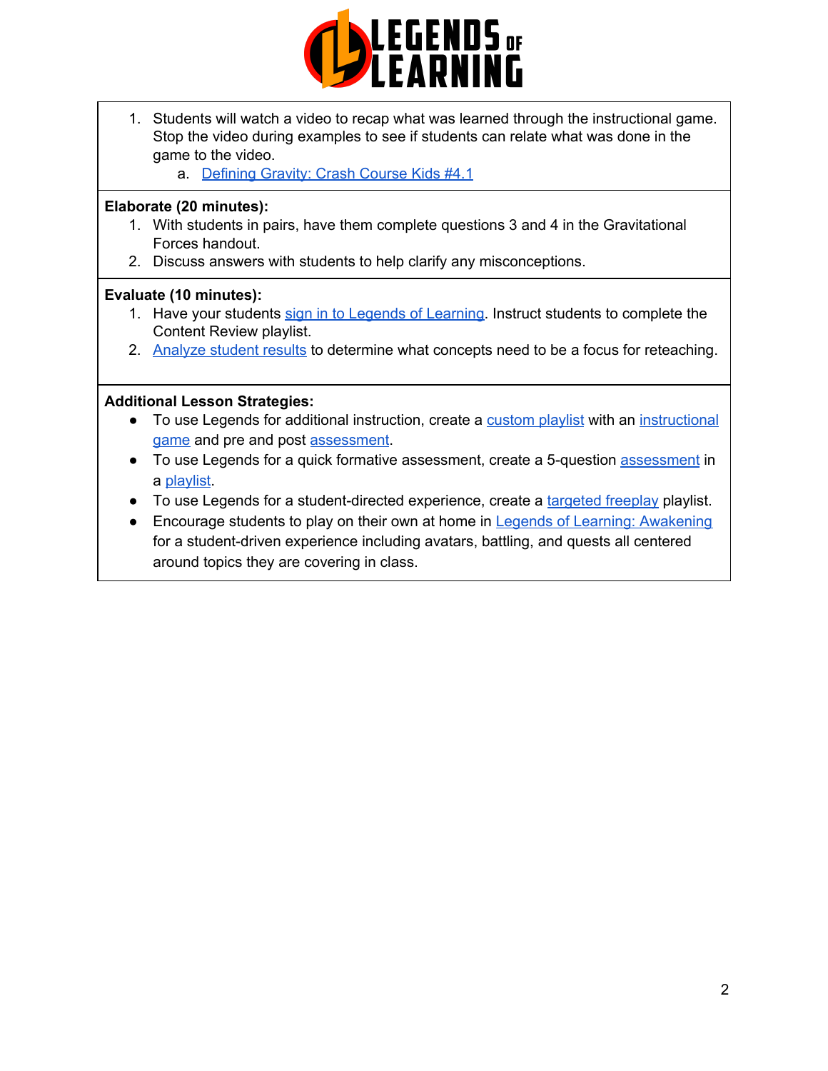1. Students will watch a video to recap what was learned through the instructional game. Stop the video during examples to see if students can relate what was done in the game to the video.
    a. Defining Gravity: Crash Course Kids #4.1

**Elaborate (20 minutes):**

1. With students in pairs, have them complete questions 3 and 4 in the Gravitational Forces handout.
2. Discuss answers with students to help clarify any misconceptions.

**Evaluate (10 minutes):**

1. Have your students sign in to Legends of Learning. Instruct students to complete the Content Review playlist.
2. Analyze student results to determine what concepts need to be a focus for reteaching.

**Additional Lesson Strategies:**

- To use Legends for additional instruction, create a custom playlist with an instructional game and pre and post assessment.
- To use Legends for a quick formative assessment, create a 5-question assessment in a playlist.
- To use Legends for a student-directed experience, create a targeted freeplay playlist.
- Encourage students to play on their own at home in Legends of Learning: Awakening for a student-driven experience including avatars, battling, and quests all centered around topics they are covering in class.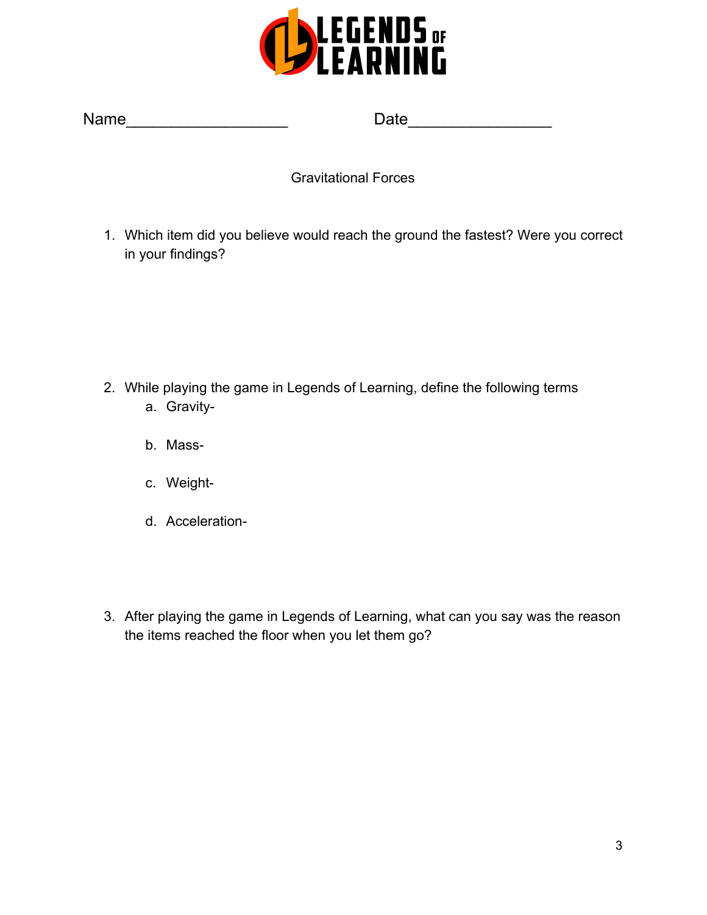Name__________________ Date________________

Gravitational Forces

1. Which item did you believe would reach the ground the fastest? Were you correct in your findings?

2. While playing the game in Legends of Learning, define the following terms
    a. Gravity-
    b. Mass-
    c. Weight-
    d. Acceleration-

3. After playing the game in Legends of Learning, what can you say was the reason the items reached the floor when you let them go?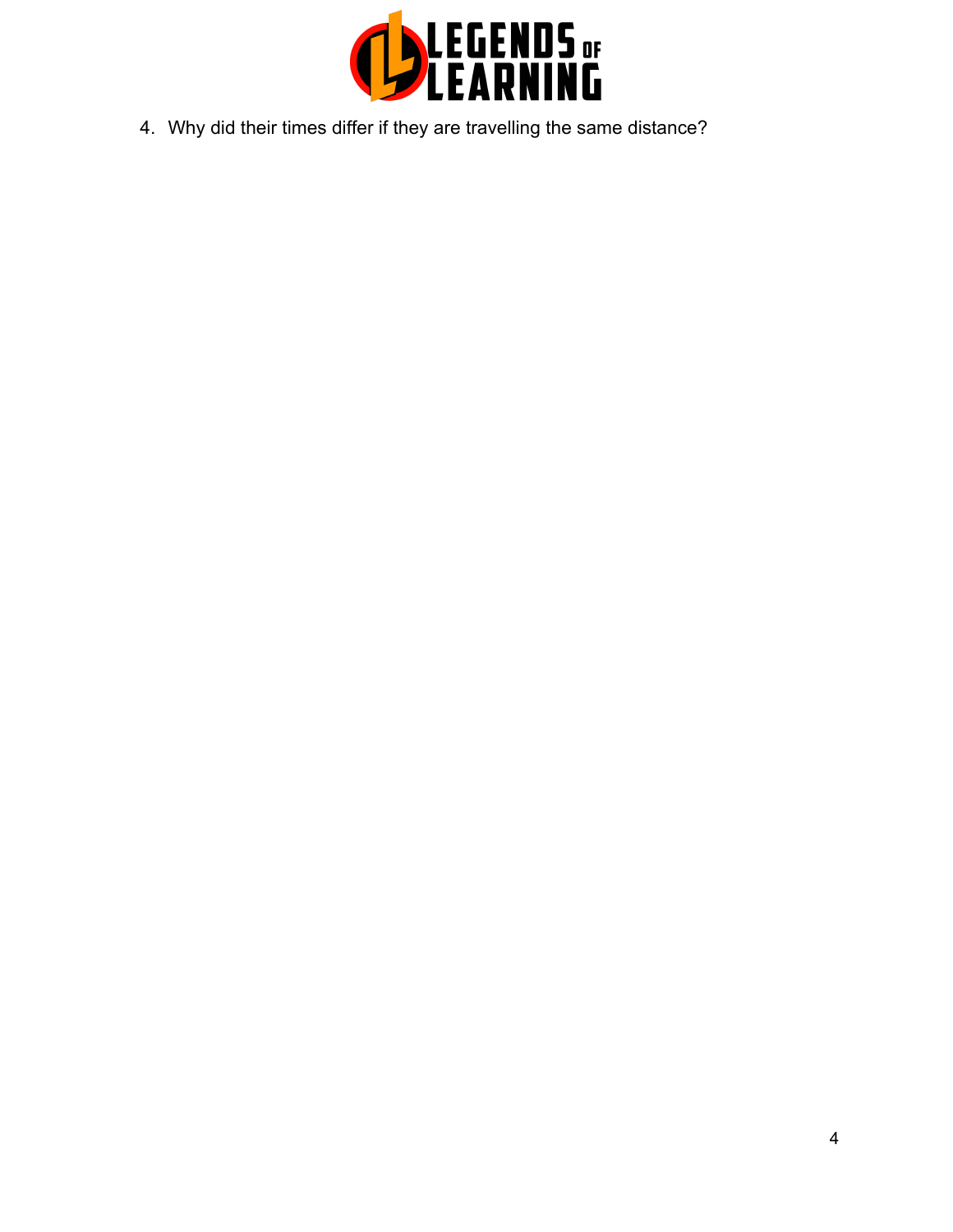4. Why did their times differ if they are travelling the same distance?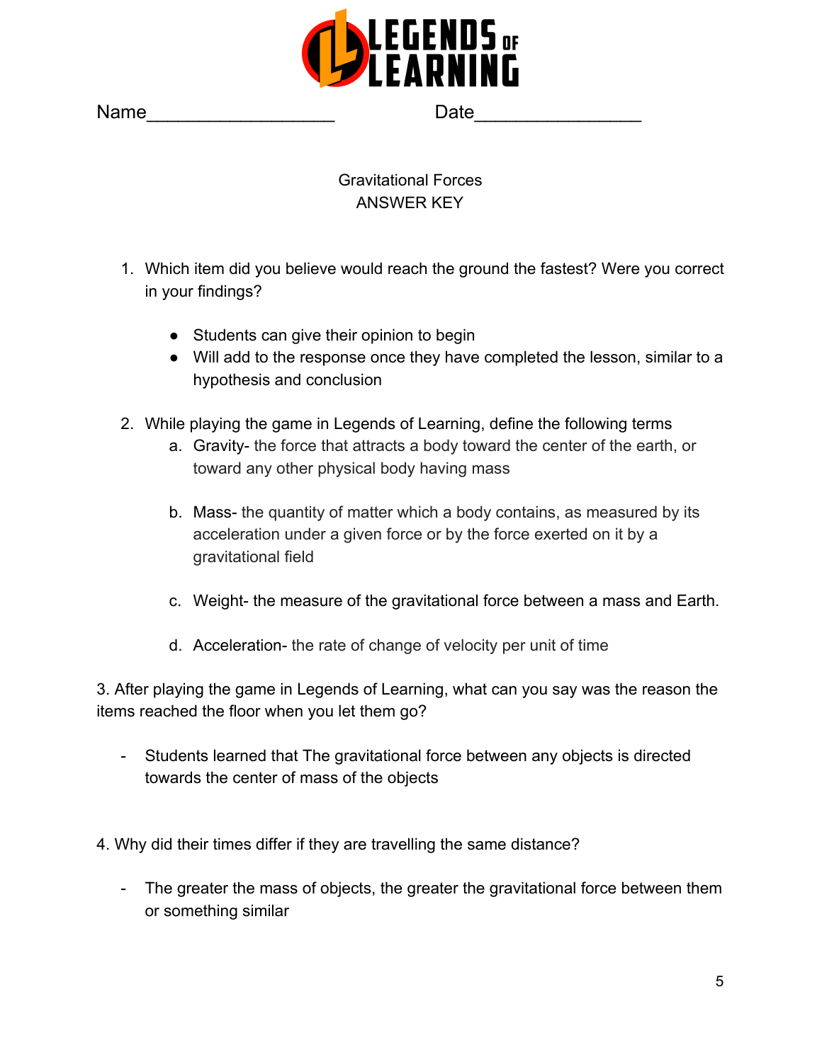Name__________________ Date________________

Gravitational Forces
ANSWER KEY

1. Which item did you believe would reach the ground the fastest? Were you correct in your findings?

   - Students can give their opinion to begin
   - Will add to the response once they have completed the lesson, similar to a hypothesis and conclusion

2. While playing the game in Legends of Learning, define the following terms
   a. Gravity- the force that attracts a body toward the center of the earth, or toward any other physical body having mass

   b. Mass- the quantity of matter which a body contains, as measured by its acceleration under a given force or by the force exerted on it by a gravitational field

   c. Weight- the measure of the gravitational force between a mass and Earth.

   d. Acceleration- the rate of change of velocity per unit of time

3. After playing the game in Legends of Learning, what can you say was the reason the items reached the floor when you let them go?

- Students learned that The gravitational force between any objects is directed towards the center of mass of the objects

4. Why did their times differ if they are travelling the same distance?

- The greater the mass of objects, the greater the gravitational force between them or something similar